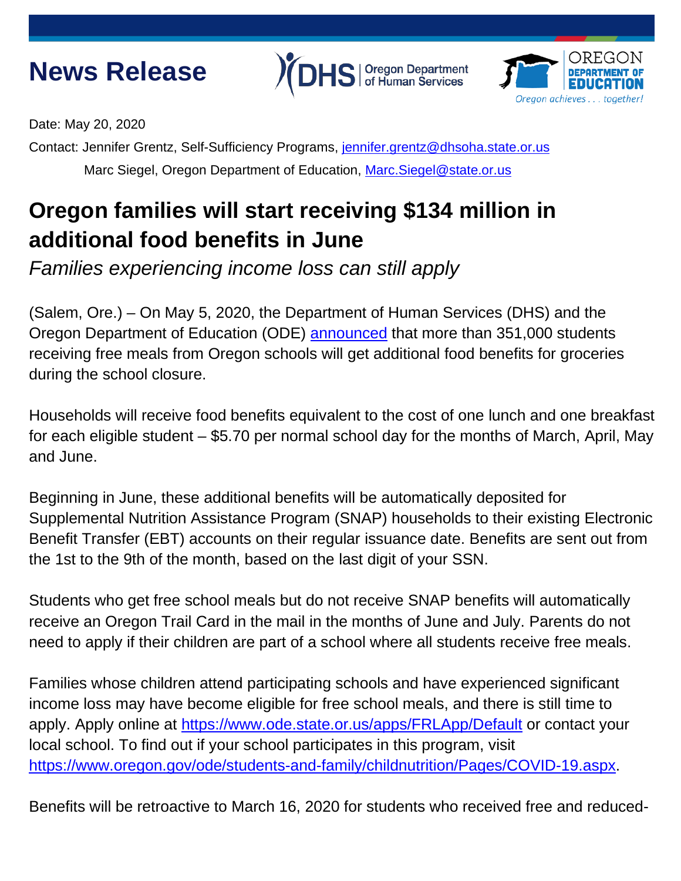# News Release

Date: May 20, 2020

Contact: Jennifer Grentz, Self-Sufficiency Programs, jennifer.grentz@dhsoha.state.or.us

Marc Siegel, Oregon Department of Education, Marc.Siegel@state.or.us

## Oregon families will start receiving $134 million in additional food benefits in June

*Families experiencing income loss can still apply*

(Salem, Ore.) – On May 5, 2020, the Department of Human Services (DHS) and the Oregon Department of Education (ODE) announced that more than 351,000 students receiving free meals from Oregon schools will get additional food benefits for groceries during the school closure.

Households will receive food benefits equivalent to the cost of one lunch and one breakfast for each eligible student – $5.70 per normal school day for the months of March, April, May and June.

Beginning in June, these additional benefits will be automatically deposited for Supplemental Nutrition Assistance Program (SNAP) households to their existing Electronic Benefit Transfer (EBT) accounts on their regular issuance date. Benefits are sent out from the 1st to the 9th of the month, based on the last digit of your SSN.

Students who get free school meals but do not receive SNAP benefits will automatically receive an Oregon Trail Card in the mail in the months of June and July. Parents do not need to apply if their children are part of a school where all students receive free meals.

Families whose children attend participating schools and have experienced significant income loss may have become eligible for free school meals, and there is still time to apply. Apply online at https://www.ode.state.or.us/apps/FRLApp/Default or contact your local school. To find out if your school participates in this program, visit https://www.oregon.gov/ode/students-and-family/childnutrition/Pages/COVID-19.aspx.

Benefits will be retroactive to March 16, 2020 for students who received free and reduced-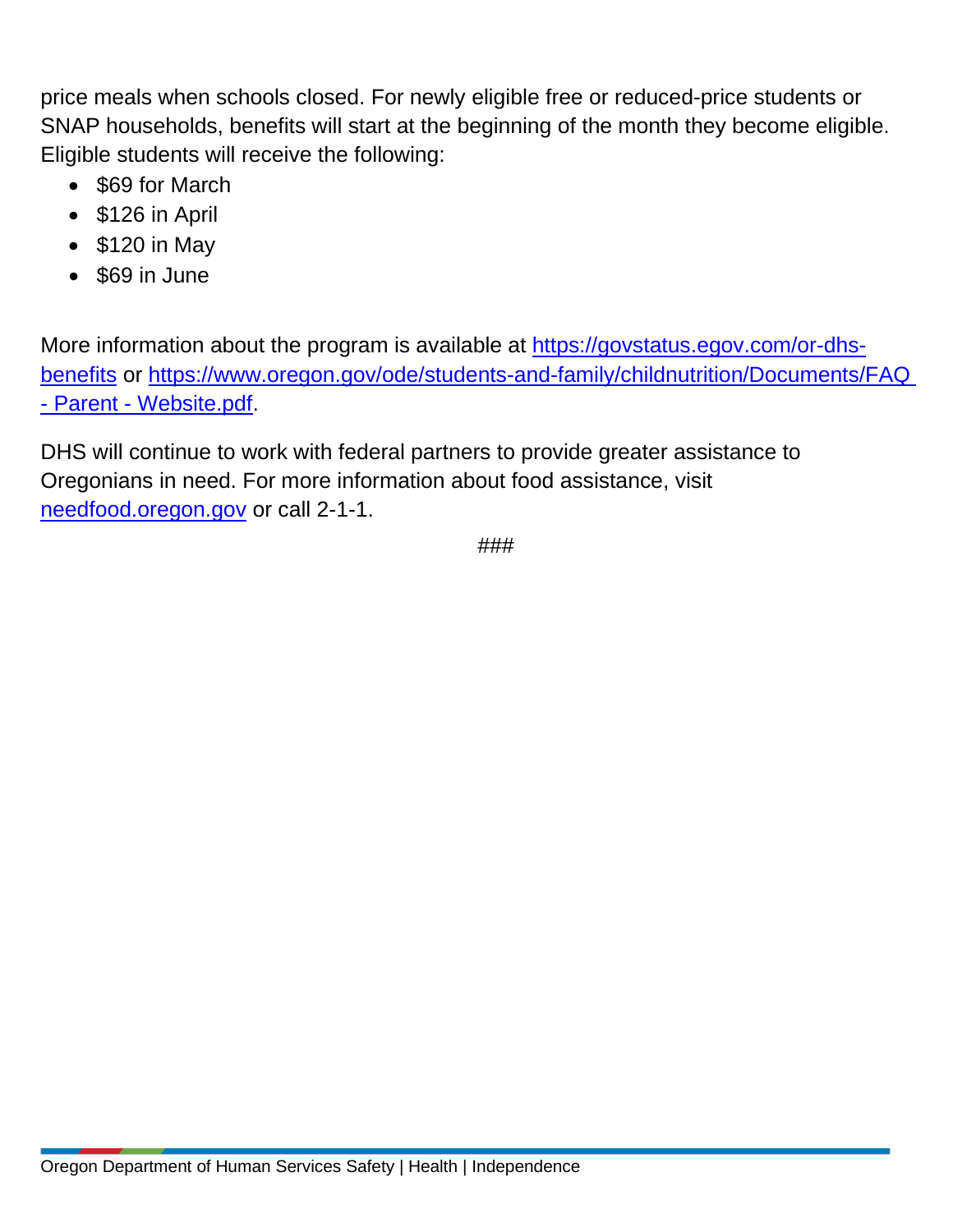price meals when schools closed. For newly eligible free or reduced-price students or SNAP households, benefits will start at the beginning of the month they become eligible. Eligible students will receive the following:

- $69 for March
- $126 in April
- $120 in May
- $69 in June

More information about the program is available at https://govstatus.egov.com/or-dhs-benefits or https://www.oregon.gov/ode/students-and-family/childnutrition/Documents/FAQ - Parent - Website.pdf.

DHS will continue to work with federal partners to provide greater assistance to Oregonians in need. For more information about food assistance, visit needfood.oregon.gov or call 2-1-1.

###